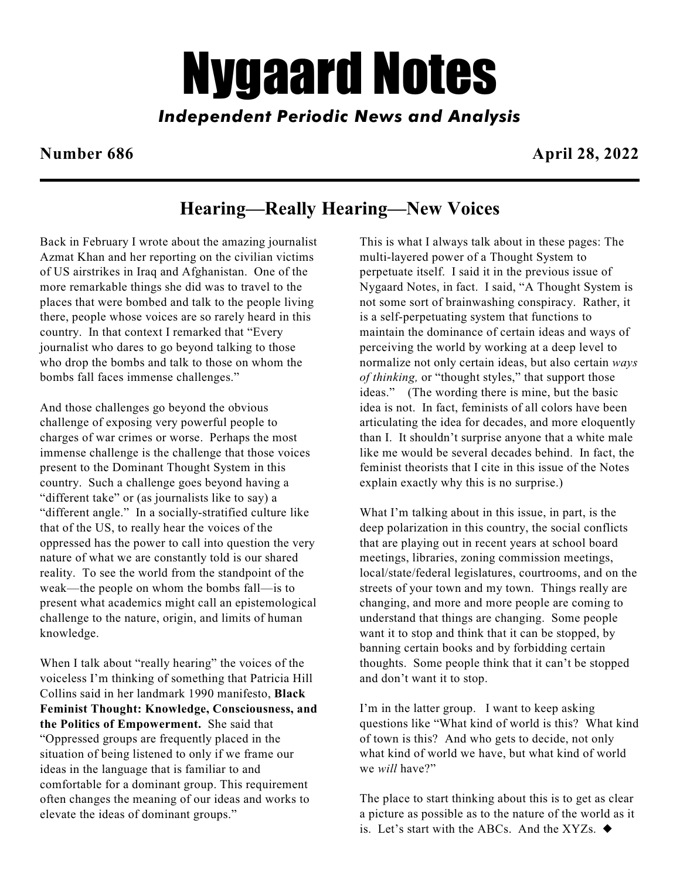# Nygaard Notes

***Independent Periodic News and Analysis***

**Number 686** **April 28, 2022**

## Hearing—Really Hearing—New Voices

Back in February I wrote about the amazing journalist Azmat Khan and her reporting on the civilian victims of US airstrikes in Iraq and Afghanistan. One of the more remarkable things she did was to travel to the places that were bombed and talk to the people living there, people whose voices are so rarely heard in this country. In that context I remarked that "Every journalist who dares to go beyond talking to those who drop the bombs and talk to those on whom the bombs fall faces immense challenges."

And those challenges go beyond the obvious challenge of exposing very powerful people to charges of war crimes or worse. Perhaps the most immense challenge is the challenge that those voices present to the Dominant Thought System in this country. Such a challenge goes beyond having a "different take" or (as journalists like to say) a "different angle." In a socially-stratified culture like that of the US, to really hear the voices of the oppressed has the power to call into question the very nature of what we are constantly told is our shared reality. To see the world from the standpoint of the weak—the people on whom the bombs fall—is to present what academics might call an epistemological challenge to the nature, origin, and limits of human knowledge.

When I talk about "really hearing" the voices of the voiceless I'm thinking of something that Patricia Hill Collins said in her landmark 1990 manifesto, **Black Feminist Thought: Knowledge, Consciousness, and the Politics of Empowerment.** She said that "Oppressed groups are frequently placed in the situation of being listened to only if we frame our ideas in the language that is familiar to and comfortable for a dominant group. This requirement often changes the meaning of our ideas and works to elevate the ideas of dominant groups."

This is what I always talk about in these pages: The multi-layered power of a Thought System to perpetuate itself. I said it in the previous issue of Nygaard Notes, in fact. I said, "A Thought System is not some sort of brainwashing conspiracy. Rather, it is a self-perpetuating system that functions to maintain the dominance of certain ideas and ways of perceiving the world by working at a deep level to normalize not only certain ideas, but also certain *ways of thinking,* or "thought styles," that support those ideas." (The wording there is mine, but the basic idea is not. In fact, feminists of all colors have been articulating the idea for decades, and more eloquently than I. It shouldn't surprise anyone that a white male like me would be several decades behind. In fact, the feminist theorists that I cite in this issue of the Notes explain exactly why this is no surprise.)

What I'm talking about in this issue, in part, is the deep polarization in this country, the social conflicts that are playing out in recent years at school board meetings, libraries, zoning commission meetings, local/state/federal legislatures, courtrooms, and on the streets of your town and my town. Things really are changing, and more and more people are coming to understand that things are changing. Some people want it to stop and think that it can be stopped, by banning certain books and by forbidding certain thoughts. Some people think that it can't be stopped and don't want it to stop.

I'm in the latter group. I want to keep asking questions like "What kind of world is this? What kind of town is this? And who gets to decide, not only what kind of world we have, but what kind of world we *will* have?"

The place to start thinking about this is to get as clear a picture as possible as to the nature of the world as it is. Let's start with the ABCs. And the XYZs. ◆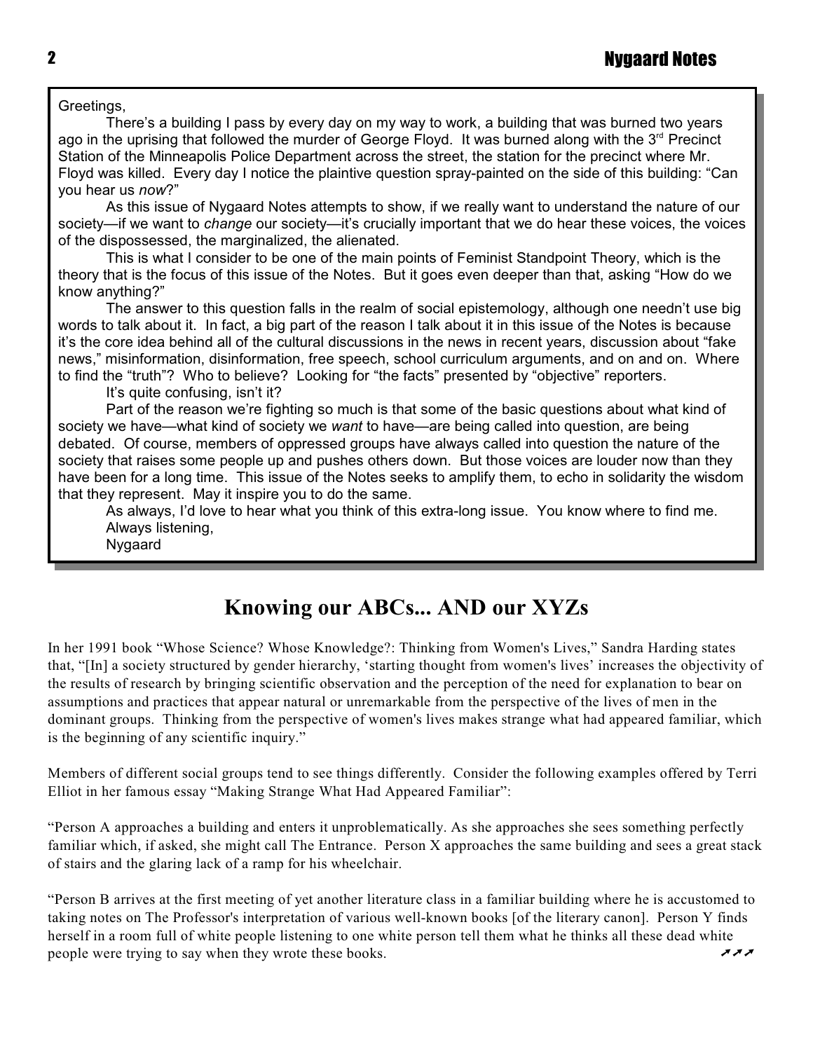Greetings,

There's a building I pass by every day on my way to work, a building that was burned two years ago in the uprising that followed the murder of George Floyd. It was burned along with the 3rd Precinct Station of the Minneapolis Police Department across the street, the station for the precinct where Mr. Floyd was killed. Every day I notice the plaintive question spray-painted on the side of this building: "Can you hear us *now*?"

As this issue of Nygaard Notes attempts to show, if we really want to understand the nature of our society—if we want to *change* our society—it's crucially important that we do hear these voices, the voices of the dispossessed, the marginalized, the alienated.

This is what I consider to be one of the main points of Feminist Standpoint Theory, which is the theory that is the focus of this issue of the Notes. But it goes even deeper than that, asking "How do we know anything?"

The answer to this question falls in the realm of social epistemology, although one needn't use big words to talk about it. In fact, a big part of the reason I talk about it in this issue of the Notes is because it's the core idea behind all of the cultural discussions in the news in recent years, discussion about "fake news," misinformation, disinformation, free speech, school curriculum arguments, and on and on. Where to find the "truth"? Who to believe? Looking for "the facts" presented by "objective" reporters.

It's quite confusing, isn't it?

Part of the reason we're fighting so much is that some of the basic questions about what kind of society we have—what kind of society we *want* to have—are being called into question, are being debated. Of course, members of oppressed groups have always called into question the nature of the society that raises some people up and pushes others down. But those voices are louder now than they have been for a long time. This issue of the Notes seeks to amplify them, to echo in solidarity the wisdom that they represent. May it inspire you to do the same.

As always, I'd love to hear what you think of this extra-long issue. You know where to find me.

Always listening,

Nygaard

## Knowing our ABCs... AND our XYZs

In her 1991 book "Whose Science? Whose Knowledge?: Thinking from Women's Lives," Sandra Harding states that, "[In] a society structured by gender hierarchy, 'starting thought from women's lives' increases the objectivity of the results of research by bringing scientific observation and the perception of the need for explanation to bear on assumptions and practices that appear natural or unremarkable from the perspective of the lives of men in the dominant groups. Thinking from the perspective of women's lives makes strange what had appeared familiar, which is the beginning of any scientific inquiry."

Members of different social groups tend to see things differently. Consider the following examples offered by Terri Elliot in her famous essay "Making Strange What Had Appeared Familiar":

"Person A approaches a building and enters it unproblematically. As she approaches she sees something perfectly familiar which, if asked, she might call The Entrance. Person X approaches the same building and sees a great stack of stairs and the glaring lack of a ramp for his wheelchair.

"Person B arrives at the first meeting of yet another literature class in a familiar building where he is accustomed to taking notes on The Professor's interpretation of various well-known books [of the literary canon]. Person Y finds herself in a room full of white people listening to one white person tell them what he thinks all these dead white people were trying to say when they wrote these books.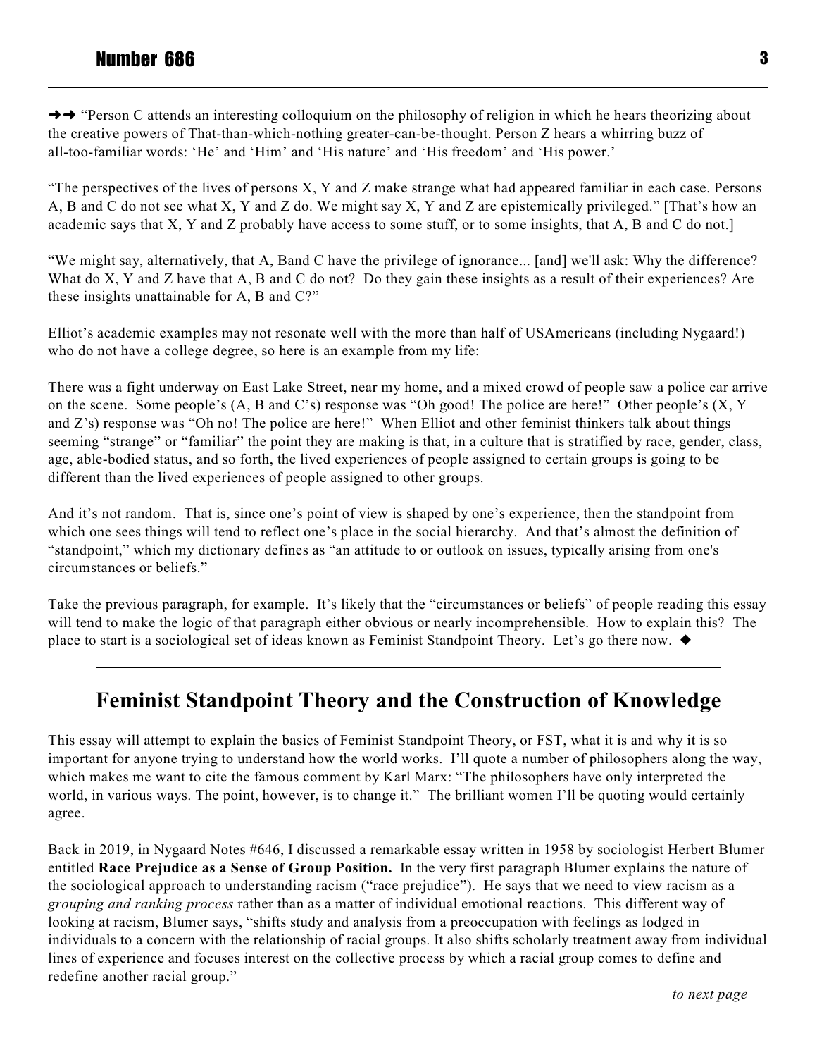➜➜ "Person C attends an interesting colloquium on the philosophy of religion in which he hears theorizing about the creative powers of That-than-which-nothing greater-can-be-thought. Person Z hears a whirring buzz of all-too-familiar words: 'He' and 'Him' and 'His nature' and 'His freedom' and 'His power.'

"The perspectives of the lives of persons X, Y and Z make strange what had appeared familiar in each case. Persons A, B and C do not see what X, Y and Z do. We might say X, Y and Z are epistemically privileged." [That's how an academic says that X, Y and Z probably have access to some stuff, or to some insights, that A, B and C do not.]

"We might say, alternatively, that A, Band C have the privilege of ignorance... [and] we'll ask: Why the difference? What do X, Y and Z have that A, B and C do not? Do they gain these insights as a result of their experiences? Are these insights unattainable for A, B and C?"

Elliot's academic examples may not resonate well with the more than half of USAmericans (including Nygaard!) who do not have a college degree, so here is an example from my life:

There was a fight underway on East Lake Street, near my home, and a mixed crowd of people saw a police car arrive on the scene. Some people's (A, B and C's) response was "Oh good! The police are here!" Other people's (X, Y and Z's) response was "Oh no! The police are here!" When Elliot and other feminist thinkers talk about things seeming "strange" or "familiar" the point they are making is that, in a culture that is stratified by race, gender, class, age, able-bodied status, and so forth, the lived experiences of people assigned to certain groups is going to be different than the lived experiences of people assigned to other groups.

And it's not random. That is, since one's point of view is shaped by one's experience, then the standpoint from which one sees things will tend to reflect one's place in the social hierarchy. And that's almost the definition of "standpoint," which my dictionary defines as "an attitude to or outlook on issues, typically arising from one's circumstances or beliefs."

Take the previous paragraph, for example. It's likely that the "circumstances or beliefs" of people reading this essay will tend to make the logic of that paragraph either obvious or nearly incomprehensible. How to explain this? The place to start is a sociological set of ideas known as Feminist Standpoint Theory. Let's go there now. ◆

---

## Feminist Standpoint Theory and the Construction of Knowledge

This essay will attempt to explain the basics of Feminist Standpoint Theory, or FST, what it is and why it is so important for anyone trying to understand how the world works. I'll quote a number of philosophers along the way, which makes me want to cite the famous comment by Karl Marx: "The philosophers have only interpreted the world, in various ways. The point, however, is to change it." The brilliant women I'll be quoting would certainly agree.

Back in 2019, in Nygaard Notes #646, I discussed a remarkable essay written in 1958 by sociologist Herbert Blumer entitled **Race Prejudice as a Sense of Group Position.** In the very first paragraph Blumer explains the nature of the sociological approach to understanding racism ("race prejudice"). He says that we need to view racism as a *grouping and ranking process* rather than as a matter of individual emotional reactions. This different way of looking at racism, Blumer says, "shifts study and analysis from a preoccupation with feelings as lodged in individuals to a concern with the relationship of racial groups. It also shifts scholarly treatment away from individual lines of experience and focuses interest on the collective process by which a racial group comes to define and redefine another racial group."

*to next page*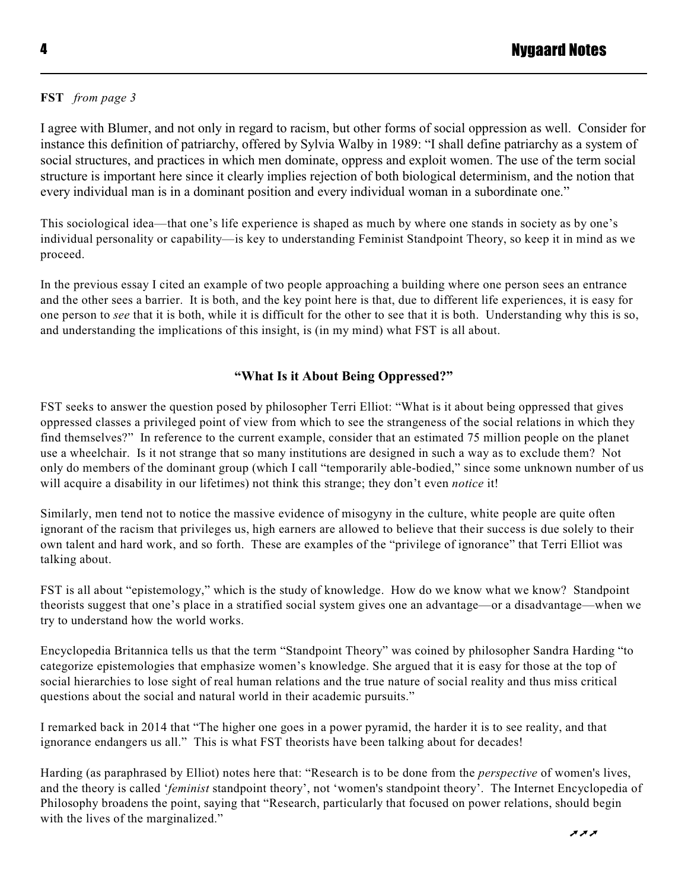**FST** *from page 3*

I agree with Blumer, and not only in regard to racism, but other forms of social oppression as well. Consider for instance this definition of patriarchy, offered by Sylvia Walby in 1989: “I shall define patriarchy as a system of social structures, and practices in which men dominate, oppress and exploit women. The use of the term social structure is important here since it clearly implies rejection of both biological determinism, and the notion that every individual man is in a dominant position and every individual woman in a subordinate one.”

This sociological idea—that one’s life experience is shaped as much by where one stands in society as by one’s individual personality or capability—is key to understanding Feminist Standpoint Theory, so keep it in mind as we proceed.

In the previous essay I cited an example of two people approaching a building where one person sees an entrance and the other sees a barrier. It is both, and the key point here is that, due to different life experiences, it is easy for one person to *see* that it is both, while it is difficult for the other to see that it is both. Understanding why this is so, and understanding the implications of this insight, is (in my mind) what FST is all about.

### “What Is it About Being Oppressed?”

FST seeks to answer the question posed by philosopher Terri Elliot: “What is it about being oppressed that gives oppressed classes a privileged point of view from which to see the strangeness of the social relations in which they find themselves?” In reference to the current example, consider that an estimated 75 million people on the planet use a wheelchair. Is it not strange that so many institutions are designed in such a way as to exclude them? Not only do members of the dominant group (which I call “temporarily able-bodied,” since some unknown number of us will acquire a disability in our lifetimes) not think this strange; they don’t even *notice* it!

Similarly, men tend not to notice the massive evidence of misogyny in the culture, white people are quite often ignorant of the racism that privileges us, high earners are allowed to believe that their success is due solely to their own talent and hard work, and so forth. These are examples of the “privilege of ignorance” that Terri Elliot was talking about.

FST is all about “epistemology,” which is the study of knowledge. How do we know what we know? Standpoint theorists suggest that one’s place in a stratified social system gives one an advantage—or a disadvantage—when we try to understand how the world works.

Encyclopedia Britannica tells us that the term “Standpoint Theory” was coined by philosopher Sandra Harding “to categorize epistemologies that emphasize women’s knowledge. She argued that it is easy for those at the top of social hierarchies to lose sight of real human relations and the true nature of social reality and thus miss critical questions about the social and natural world in their academic pursuits.”

I remarked back in 2014 that “The higher one goes in a power pyramid, the harder it is to see reality, and that ignorance endangers us all.” This is what FST theorists have been talking about for decades!

Harding (as paraphrased by Elliot) notes here that: “Research is to be done from the *perspective* of women's lives, and the theory is called ‘*feminist* standpoint theory’, not ‘women's standpoint theory’. The Internet Encyclopedia of Philosophy broadens the point, saying that “Research, particularly that focused on power relations, should begin with the lives of the marginalized.”

↗↗↗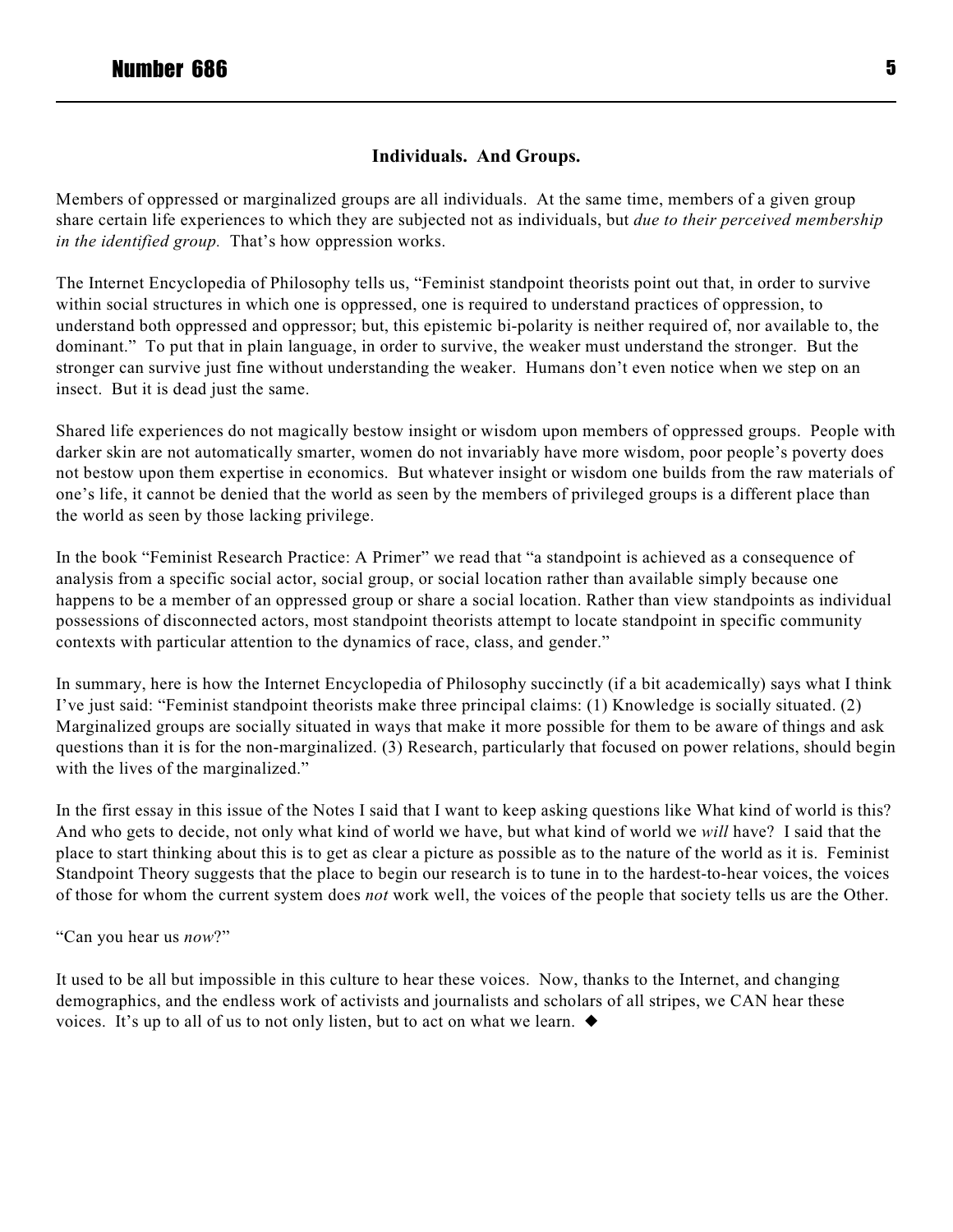## Individuals. And Groups.

Members of oppressed or marginalized groups are all individuals. At the same time, members of a given group share certain life experiences to which they are subjected not as individuals, but *due to their perceived membership in the identified group.* That's how oppression works.

The Internet Encyclopedia of Philosophy tells us, "Feminist standpoint theorists point out that, in order to survive within social structures in which one is oppressed, one is required to understand practices of oppression, to understand both oppressed and oppressor; but, this epistemic bi-polarity is neither required of, nor available to, the dominant." To put that in plain language, in order to survive, the weaker must understand the stronger. But the stronger can survive just fine without understanding the weaker. Humans don't even notice when we step on an insect. But it is dead just the same.

Shared life experiences do not magically bestow insight or wisdom upon members of oppressed groups. People with darker skin are not automatically smarter, women do not invariably have more wisdom, poor people's poverty does not bestow upon them expertise in economics. But whatever insight or wisdom one builds from the raw materials of one's life, it cannot be denied that the world as seen by the members of privileged groups is a different place than the world as seen by those lacking privilege.

In the book "Feminist Research Practice: A Primer" we read that "a standpoint is achieved as a consequence of analysis from a specific social actor, social group, or social location rather than available simply because one happens to be a member of an oppressed group or share a social location. Rather than view standpoints as individual possessions of disconnected actors, most standpoint theorists attempt to locate standpoint in specific community contexts with particular attention to the dynamics of race, class, and gender."

In summary, here is how the Internet Encyclopedia of Philosophy succinctly (if a bit academically) says what I think I've just said: "Feminist standpoint theorists make three principal claims: (1) Knowledge is socially situated. (2) Marginalized groups are socially situated in ways that make it more possible for them to be aware of things and ask questions than it is for the non-marginalized. (3) Research, particularly that focused on power relations, should begin with the lives of the marginalized."

In the first essay in this issue of the Notes I said that I want to keep asking questions like What kind of world is this? And who gets to decide, not only what kind of world we have, but what kind of world we *will* have? I said that the place to start thinking about this is to get as clear a picture as possible as to the nature of the world as it is. Feminist Standpoint Theory suggests that the place to begin our research is to tune in to the hardest-to-hear voices, the voices of those for whom the current system does *not* work well, the voices of the people that society tells us are the Other.

"Can you hear us *now*?"

It used to be all but impossible in this culture to hear these voices. Now, thanks to the Internet, and changing demographics, and the endless work of activists and journalists and scholars of all stripes, we CAN hear these voices. It's up to all of us to not only listen, but to act on what we learn. ◆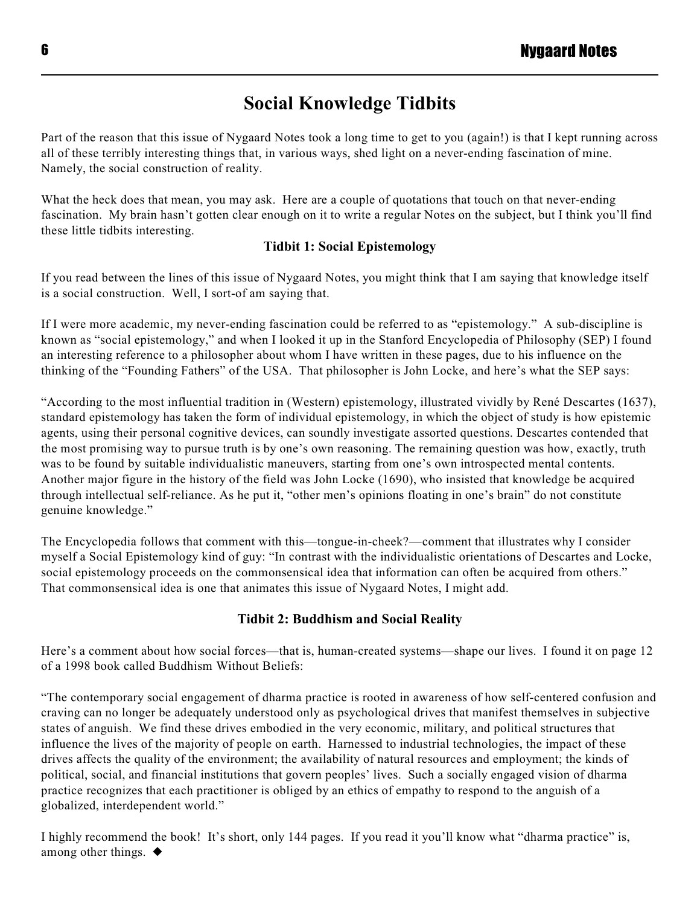# Social Knowledge Tidbits

Part of the reason that this issue of Nygaard Notes took a long time to get to you (again!) is that I kept running across all of these terribly interesting things that, in various ways, shed light on a never-ending fascination of mine. Namely, the social construction of reality.

What the heck does that mean, you may ask. Here are a couple of quotations that touch on that never-ending fascination. My brain hasn't gotten clear enough on it to write a regular Notes on the subject, but I think you'll find these little tidbits interesting.

### Tidbit 1: Social Epistemology

If you read between the lines of this issue of Nygaard Notes, you might think that I am saying that knowledge itself is a social construction. Well, I sort-of am saying that.

If I were more academic, my never-ending fascination could be referred to as "epistemology." A sub-discipline is known as "social epistemology," and when I looked it up in the Stanford Encyclopedia of Philosophy (SEP) I found an interesting reference to a philosopher about whom I have written in these pages, due to his influence on the thinking of the "Founding Fathers" of the USA. That philosopher is John Locke, and here's what the SEP says:

"According to the most influential tradition in (Western) epistemology, illustrated vividly by René Descartes (1637), standard epistemology has taken the form of individual epistemology, in which the object of study is how epistemic agents, using their personal cognitive devices, can soundly investigate assorted questions. Descartes contended that the most promising way to pursue truth is by one's own reasoning. The remaining question was how, exactly, truth was to be found by suitable individualistic maneuvers, starting from one's own introspected mental contents. Another major figure in the history of the field was John Locke (1690), who insisted that knowledge be acquired through intellectual self-reliance. As he put it, "other men's opinions floating in one's brain" do not constitute genuine knowledge."

The Encyclopedia follows that comment with this—tongue-in-cheek?—comment that illustrates why I consider myself a Social Epistemology kind of guy: "In contrast with the individualistic orientations of Descartes and Locke, social epistemology proceeds on the commonsensical idea that information can often be acquired from others." That commonsensical idea is one that animates this issue of Nygaard Notes, I might add.

### Tidbit 2: Buddhism and Social Reality

Here's a comment about how social forces—that is, human-created systems—shape our lives. I found it on page 12 of a 1998 book called Buddhism Without Beliefs:

"The contemporary social engagement of dharma practice is rooted in awareness of how self-centered confusion and craving can no longer be adequately understood only as psychological drives that manifest themselves in subjective states of anguish. We find these drives embodied in the very economic, military, and political structures that influence the lives of the majority of people on earth. Harnessed to industrial technologies, the impact of these drives affects the quality of the environment; the availability of natural resources and employment; the kinds of political, social, and financial institutions that govern peoples' lives. Such a socially engaged vision of dharma practice recognizes that each practitioner is obliged by an ethics of empathy to respond to the anguish of a globalized, interdependent world."

I highly recommend the book! It's short, only 144 pages. If you read it you'll know what "dharma practice" is, among other things. ◆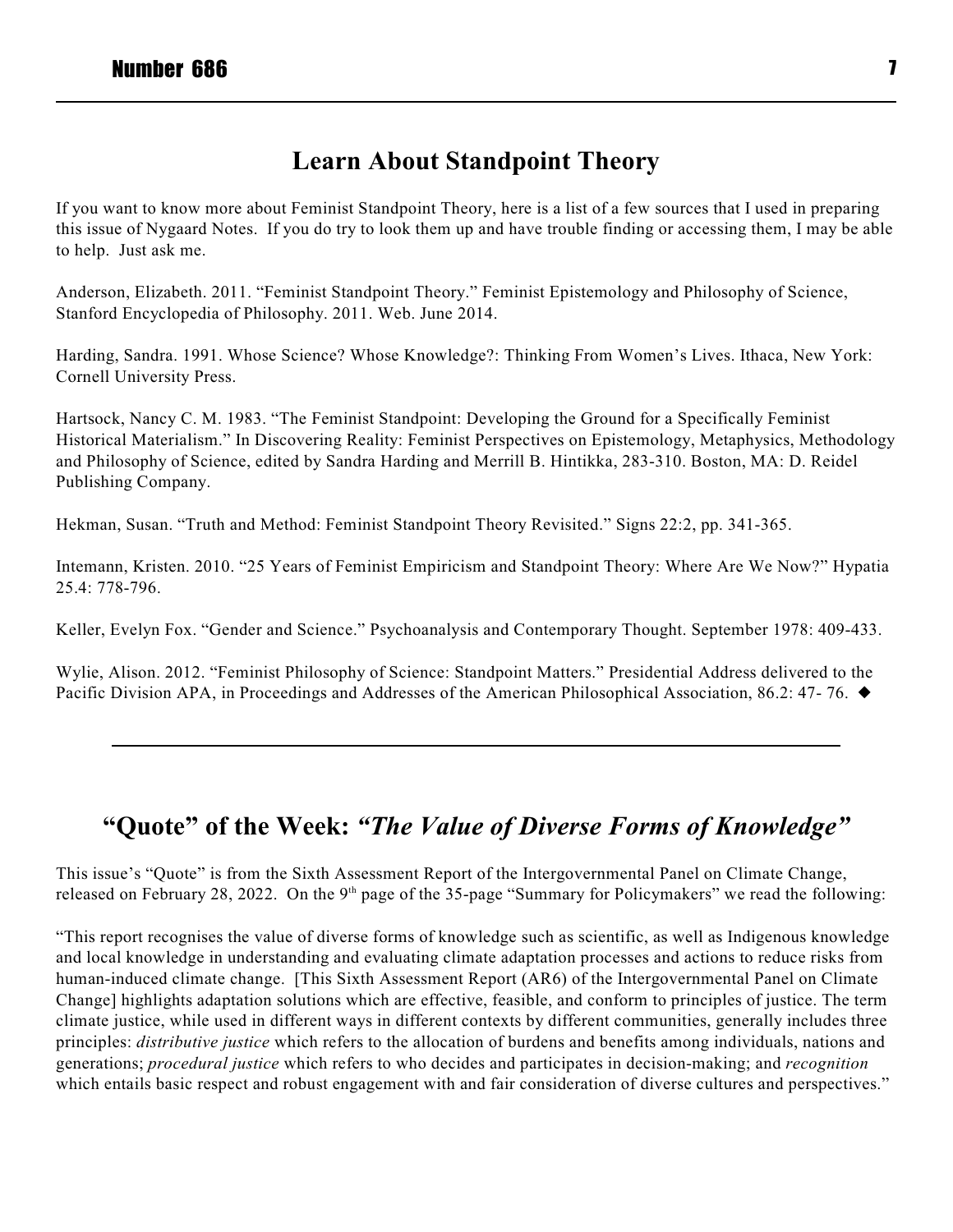## Learn About Standpoint Theory

If you want to know more about Feminist Standpoint Theory, here is a list of a few sources that I used in preparing this issue of Nygaard Notes. If you do try to look them up and have trouble finding or accessing them, I may be able to help. Just ask me.

Anderson, Elizabeth. 2011. "Feminist Standpoint Theory." Feminist Epistemology and Philosophy of Science, Stanford Encyclopedia of Philosophy. 2011. Web. June 2014.

Harding, Sandra. 1991. Whose Science? Whose Knowledge?: Thinking From Women's Lives. Ithaca, New York: Cornell University Press.

Hartsock, Nancy C. M. 1983. "The Feminist Standpoint: Developing the Ground for a Specifically Feminist Historical Materialism." In Discovering Reality: Feminist Perspectives on Epistemology, Metaphysics, Methodology and Philosophy of Science, edited by Sandra Harding and Merrill B. Hintikka, 283-310. Boston, MA: D. Reidel Publishing Company.

Hekman, Susan. "Truth and Method: Feminist Standpoint Theory Revisited." Signs 22:2, pp. 341-365.

Intemann, Kristen. 2010. "25 Years of Feminist Empiricism and Standpoint Theory: Where Are We Now?" Hypatia 25.4: 778-796.

Keller, Evelyn Fox. "Gender and Science." Psychoanalysis and Contemporary Thought. September 1978: 409-433.

Wylie, Alison. 2012. "Feminist Philosophy of Science: Standpoint Matters." Presidential Address delivered to the Pacific Division APA, in Proceedings and Addresses of the American Philosophical Association, 86.2: 47- 76. ◆

---

## "Quote" of the Week: *"The Value of Diverse Forms of Knowledge"*

This issue's "Quote" is from the Sixth Assessment Report of the Intergovernmental Panel on Climate Change, released on February 28, 2022. On the 9th page of the 35-page "Summary for Policymakers" we read the following:

"This report recognises the value of diverse forms of knowledge such as scientific, as well as Indigenous knowledge and local knowledge in understanding and evaluating climate adaptation processes and actions to reduce risks from human-induced climate change. [This Sixth Assessment Report (AR6) of the Intergovernmental Panel on Climate Change] highlights adaptation solutions which are effective, feasible, and conform to principles of justice. The term climate justice, while used in different ways in different contexts by different communities, generally includes three principles: *distributive justice* which refers to the allocation of burdens and benefits among individuals, nations and generations; *procedural justice* which refers to who decides and participates in decision-making; and *recognition* which entails basic respect and robust engagement with and fair consideration of diverse cultures and perspectives."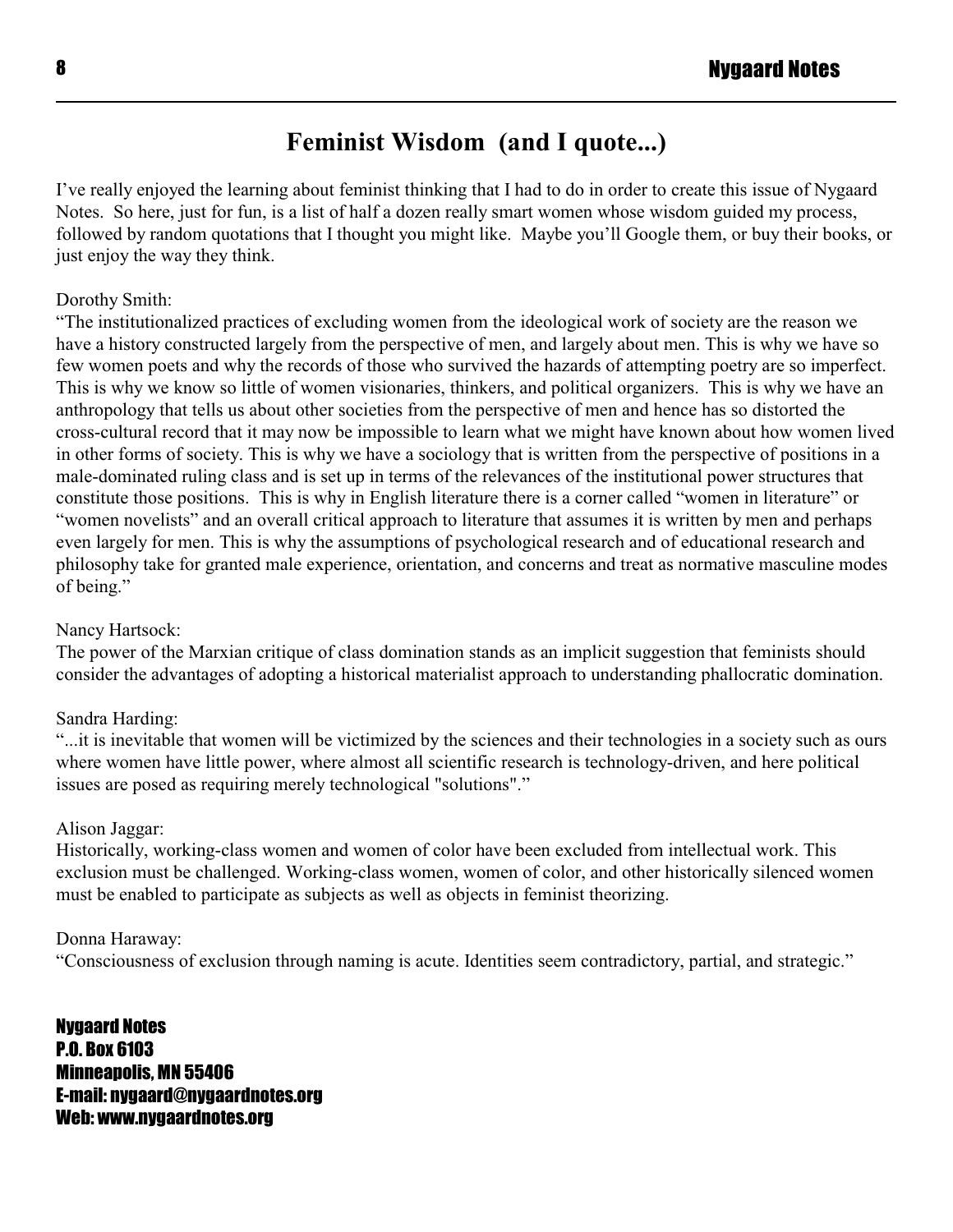# Feminist Wisdom (and I quote...)

I've really enjoyed the learning about feminist thinking that I had to do in order to create this issue of Nygaard Notes. So here, just for fun, is a list of half a dozen really smart women whose wisdom guided my process, followed by random quotations that I thought you might like. Maybe you'll Google them, or buy their books, or just enjoy the way they think.

Dorothy Smith:
"The institutionalized practices of excluding women from the ideological work of society are the reason we have a history constructed largely from the perspective of men, and largely about men. This is why we have so few women poets and why the records of those who survived the hazards of attempting poetry are so imperfect. This is why we know so little of women visionaries, thinkers, and political organizers. This is why we have an anthropology that tells us about other societies from the perspective of men and hence has so distorted the cross-cultural record that it may now be impossible to learn what we might have known about how women lived in other forms of society. This is why we have a sociology that is written from the perspective of positions in a male-dominated ruling class and is set up in terms of the relevances of the institutional power structures that constitute those positions. This is why in English literature there is a corner called "women in literature" or "women novelists" and an overall critical approach to literature that assumes it is written by men and perhaps even largely for men. This is why the assumptions of psychological research and of educational research and philosophy take for granted male experience, orientation, and concerns and treat as normative masculine modes of being."

Nancy Hartsock:
The power of the Marxian critique of class domination stands as an implicit suggestion that feminists should consider the advantages of adopting a historical materialist approach to understanding phallocratic domination.

Sandra Harding:
"...it is inevitable that women will be victimized by the sciences and their technologies in a society such as ours where women have little power, where almost all scientific research is technology-driven, and here political issues are posed as requiring merely technological "solutions"."

Alison Jaggar:
Historically, working-class women and women of color have been excluded from intellectual work. This exclusion must be challenged. Working-class women, women of color, and other historically silenced women must be enabled to participate as subjects as well as objects in feminist theorizing.

Donna Haraway:
"Consciousness of exclusion through naming is acute. Identities seem contradictory, partial, and strategic."

**Nygaard Notes**
**P.O. Box 6103**
**Minneapolis, MN 55406**
**E-mail: nygaard@nygaardnotes.org**
**Web: www.nygaardnotes.org**